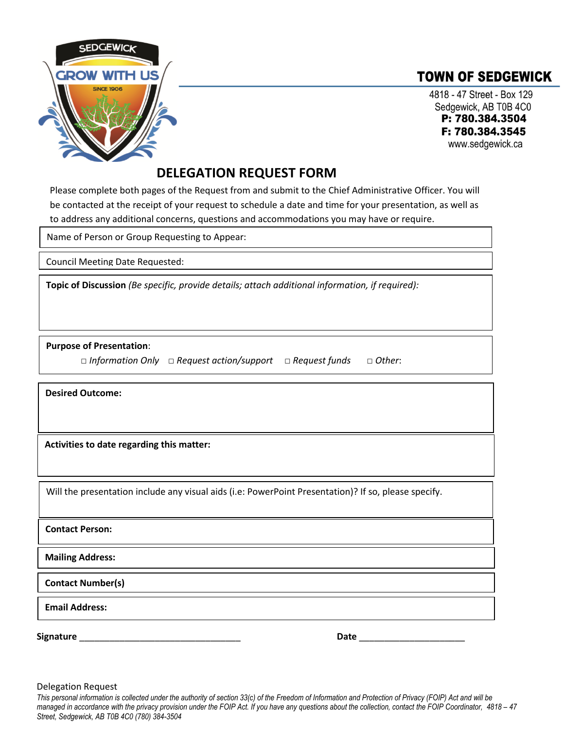SEDGEWICK
GROW WITH US
SINCE 1906

# TOWN OF SEDGEWICK

4818 - 47 Street - Box 129
Sedgewick, AB T0B 4C0
**P: 780.384.3504**
**F: 780.384.3545**
www.sedgewick.ca

## DELEGATION REQUEST FORM

Please complete both pages of the Request from and submit to the Chief Administrative Officer. You will be contacted at the receipt of your request to schedule a date and time for your presentation, as well as to address any additional concerns, questions and accommodations you may have or require.

Name of Person or Group Requesting to Appear:

Council Meeting Date Requested:

**Topic of Discussion** *(Be specific, provide details; attach additional information, if required):*

**Purpose of Presentation**:

□ *Information Only* □ *Request action/support* □ *Request funds* □ *Other*:

**Desired Outcome:**

**Activities to date regarding this matter:**

Will the presentation include any visual aids (i.e: PowerPoint Presentation)? If so, please specify.

**Contact Person:**

**Mailing Address:**

**Contact Number(s)**

**Email Address:**

**Signature** ___________________________________ **Date** _______________________

Delegation Request

*This personal information is collected under the authority of section 33(c) of the Freedom of Information and Protection of Privacy (FOIP) Act and will be managed in accordance with the privacy provision under the FOIP Act. If you have any questions about the collection, contact the FOIP Coordinator, 4818 – 47 Street, Sedgewick, AB T0B 4C0 (780) 384-3504*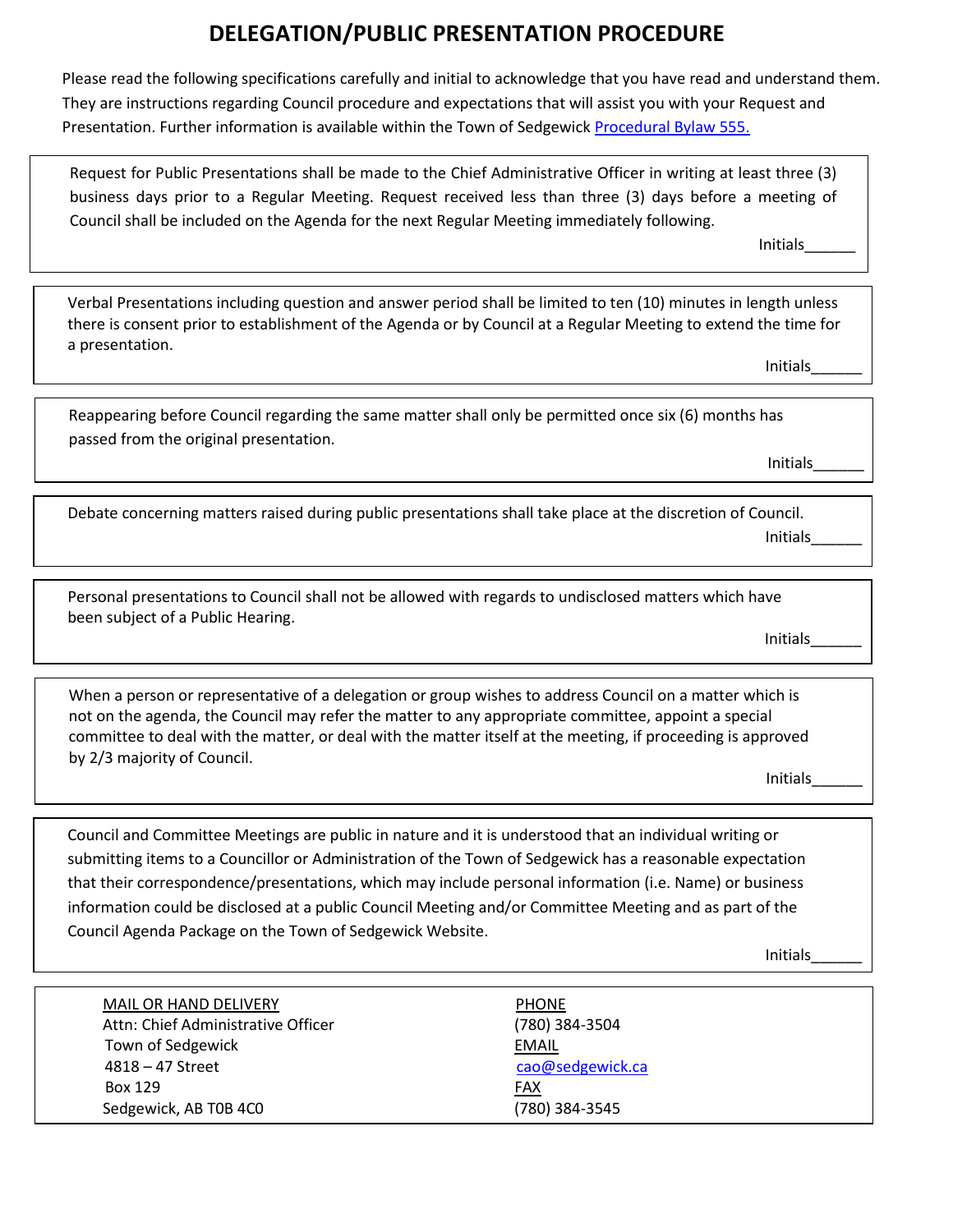# DELEGATION/PUBLIC PRESENTATION PROCEDURE

Please read the following specifications carefully and initial to acknowledge that you have read and understand them. They are instructions regarding Council procedure and expectations that will assist you with your Request and Presentation. Further information is available within the Town of Sedgewick Procedural Bylaw 555.

Request for Public Presentations shall be made to the Chief Administrative Officer in writing at least three (3) business days prior to a Regular Meeting. Request received less than three (3) days before a meeting of Council shall be included on the Agenda for the next Regular Meeting immediately following.

Initials______

Verbal Presentations including question and answer period shall be limited to ten (10) minutes in length unless there is consent prior to establishment of the Agenda or by Council at a Regular Meeting to extend the time for a presentation.

Initials______

Reappearing before Council regarding the same matter shall only be permitted once six (6) months has passed from the original presentation.

Initials______

Debate concerning matters raised during public presentations shall take place at the discretion of Council.

Initials______

Personal presentations to Council shall not be allowed with regards to undisclosed matters which have been subject of a Public Hearing.

Initials______

When a person or representative of a delegation or group wishes to address Council on a matter which is not on the agenda, the Council may refer the matter to any appropriate committee, appoint a special committee to deal with the matter, or deal with the matter itself at the meeting, if proceeding is approved by 2/3 majority of Council.

Initials______

Council and Committee Meetings are public in nature and it is understood that an individual writing or submitting items to a Councillor or Administration of the Town of Sedgewick has a reasonable expectation that their correspondence/presentations, which may include personal information (i.e. Name) or business information could be disclosed at a public Council Meeting and/or Committee Meeting and as part of the Council Agenda Package on the Town of Sedgewick Website.

Initials______

MAIL OR HAND DELIVERY
Attn: Chief Administrative Officer
Town of Sedgewick
4818 – 47 Street
Box 129
Sedgewick, AB T0B 4C0

PHONE
(780) 384-3504

EMAIL
cao@sedgewick.ca

FAX
(780) 384-3545